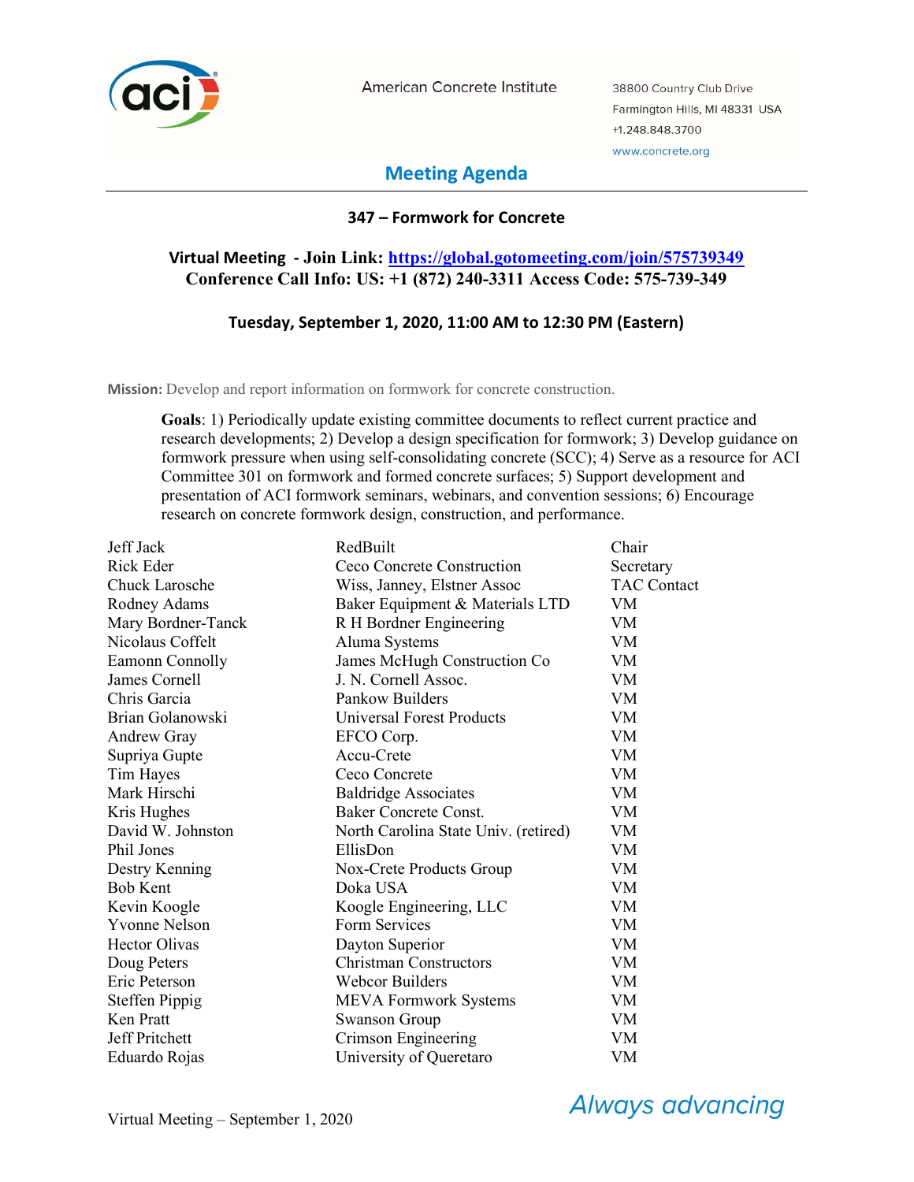American Concrete Institute

38800 Country Club Drive
Farmington Hills, MI 48331 USA
+1.248.848.3700
www.concrete.org

# Meeting Agenda

## 347 – Formwork for Concrete

**Virtual Meeting - Join Link: [https://global.gotomeeting.com/join/575739349](https://global.gotomeeting.com/join/575739349)**
**Conference Call Info: US: +1 (872) 240-3311 Access Code: 575-739-349**

**Tuesday, September 1, 2020, 11:00 AM to 12:30 PM (Eastern)**

**Mission:** Develop and report information on formwork for concrete construction.

**Goals**: 1) Periodically update existing committee documents to reflect current practice and research developments; 2) Develop a design specification for formwork; 3) Develop guidance on formwork pressure when using self-consolidating concrete (SCC); 4) Serve as a resource for ACI Committee 301 on formwork and formed concrete surfaces; 5) Support development and presentation of ACI formwork seminars, webinars, and convention sessions; 6) Encourage research on concrete formwork design, construction, and performance.

| Name | Company | Role |
|---|---|---|
| Jeff Jack | RedBuilt | Chair |
| Rick Eder | Ceco Concrete Construction | Secretary |
| Chuck Larosche | Wiss, Janney, Elstner Assoc | TAC Contact |
| Rodney Adams | Baker Equipment & Materials LTD | VM |
| Mary Bordner-Tanck | R H Bordner Engineering | VM |
| Nicolaus Coffelt | Aluma Systems | VM |
| Eamonn Connolly | James McHugh Construction Co | VM |
| James Cornell | J. N. Cornell Assoc. | VM |
| Chris Garcia | Pankow Builders | VM |
| Brian Golanowski | Universal Forest Products | VM |
| Andrew Gray | EFCO Corp. | VM |
| Supriya Gupte | Accu-Crete | VM |
| Tim Hayes | Ceco Concrete | VM |
| Mark Hirschi | Baldridge Associates | VM |
| Kris Hughes | Baker Concrete Const. | VM |
| David W. Johnston | North Carolina State Univ. (retired) | VM |
| Phil Jones | EllisDon | VM |
| Destry Kenning | Nox-Crete Products Group | VM |
| Bob Kent | Doka USA | VM |
| Kevin Koogle | Koogle Engineering, LLC | VM |
| Yvonne Nelson | Form Services | VM |
| Hector Olivas | Dayton Superior | VM |
| Doug Peters | Christman Constructors | VM |
| Eric Peterson | Webcor Builders | VM |
| Steffen Pippig | MEVA Formwork Systems | VM |
| Ken Pratt | Swanson Group | VM |
| Jeff Pritchett | Crimson Engineering | VM |
| Eduardo Rojas | University of Queretaro | VM |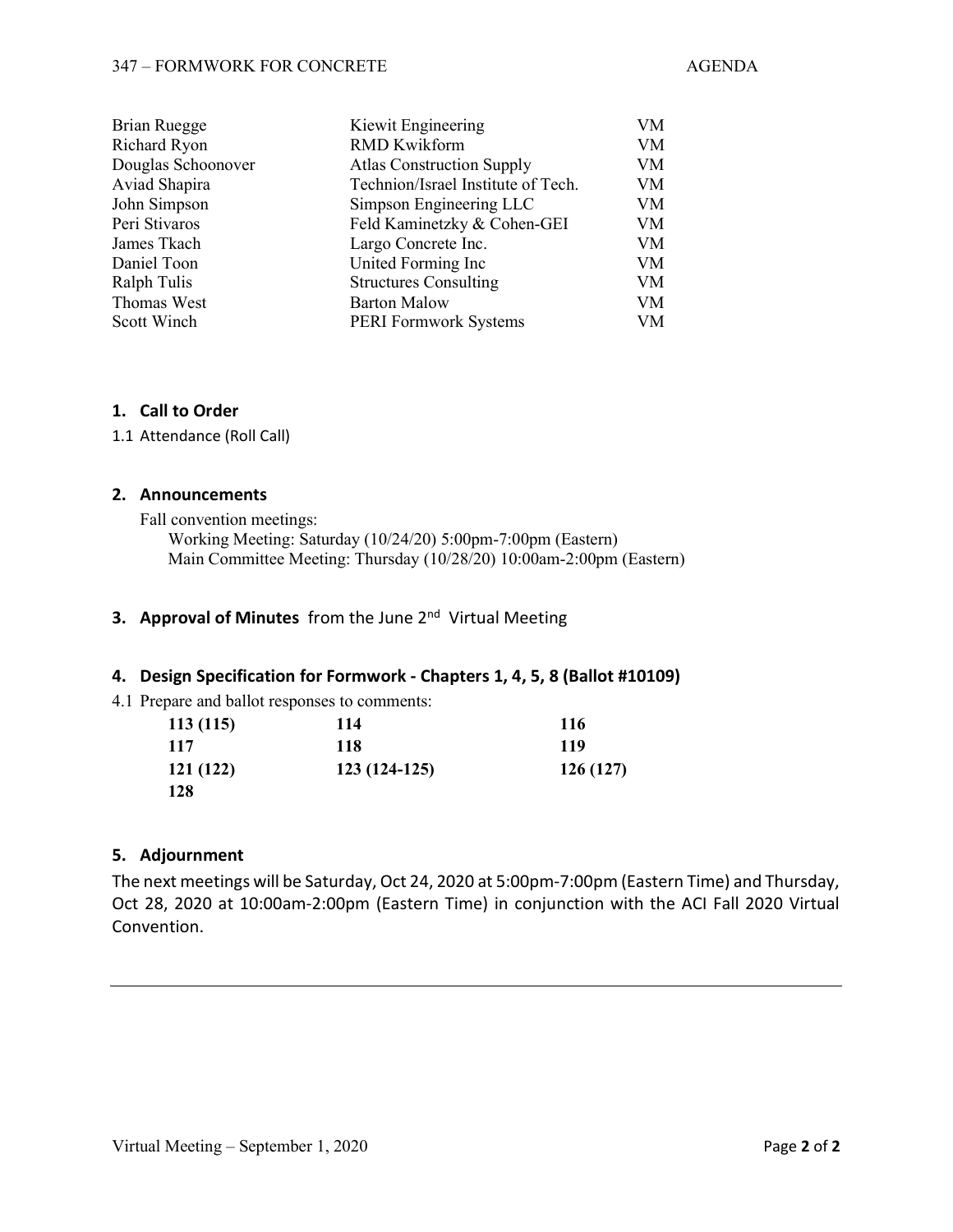| | | |
|---|---|---|
| Brian Ruegge | Kiewit Engineering | VM |
| Richard Ryon | RMD Kwikform | VM |
| Douglas Schoonover | Atlas Construction Supply | VM |
| Aviad Shapira | Technion/Israel Institute of Tech. | VM |
| John Simpson | Simpson Engineering LLC | VM |
| Peri Stivaros | Feld Kaminetzky & Cohen-GEI | VM |
| James Tkach | Largo Concrete Inc. | VM |
| Daniel Toon | United Forming Inc | VM |
| Ralph Tulis | Structures Consulting | VM |
| Thomas West | Barton Malow | VM |
| Scott Winch | PERI Formwork Systems | VM |

## 1. Call to Order

1.1 Attendance (Roll Call)

## 2. Announcements

Fall convention meetings:
- Working Meeting: Saturday (10/24/20) 5:00pm-7:00pm (Eastern)
- Main Committee Meeting: Thursday (10/28/20) 10:00am-2:00pm (Eastern)

## 3. Approval of Minutes from the June 2nd Virtual Meeting

## 4. Design Specification for Formwork - Chapters 1, 4, 5, 8 (Ballot #10109)

4.1 Prepare and ballot responses to comments:

| | | |
|---|---|---|
| **113 (115)** | **114** | **116** |
| **117** | **118** | **119** |
| **121 (122)** | **123 (124-125)** | **126 (127)** |
| **128** | | |

## 5. Adjournment

The next meetings will be Saturday, Oct 24, 2020 at 5:00pm-7:00pm (Eastern Time) and Thursday, Oct 28, 2020 at 10:00am-2:00pm (Eastern Time) in conjunction with the ACI Fall 2020 Virtual Convention.